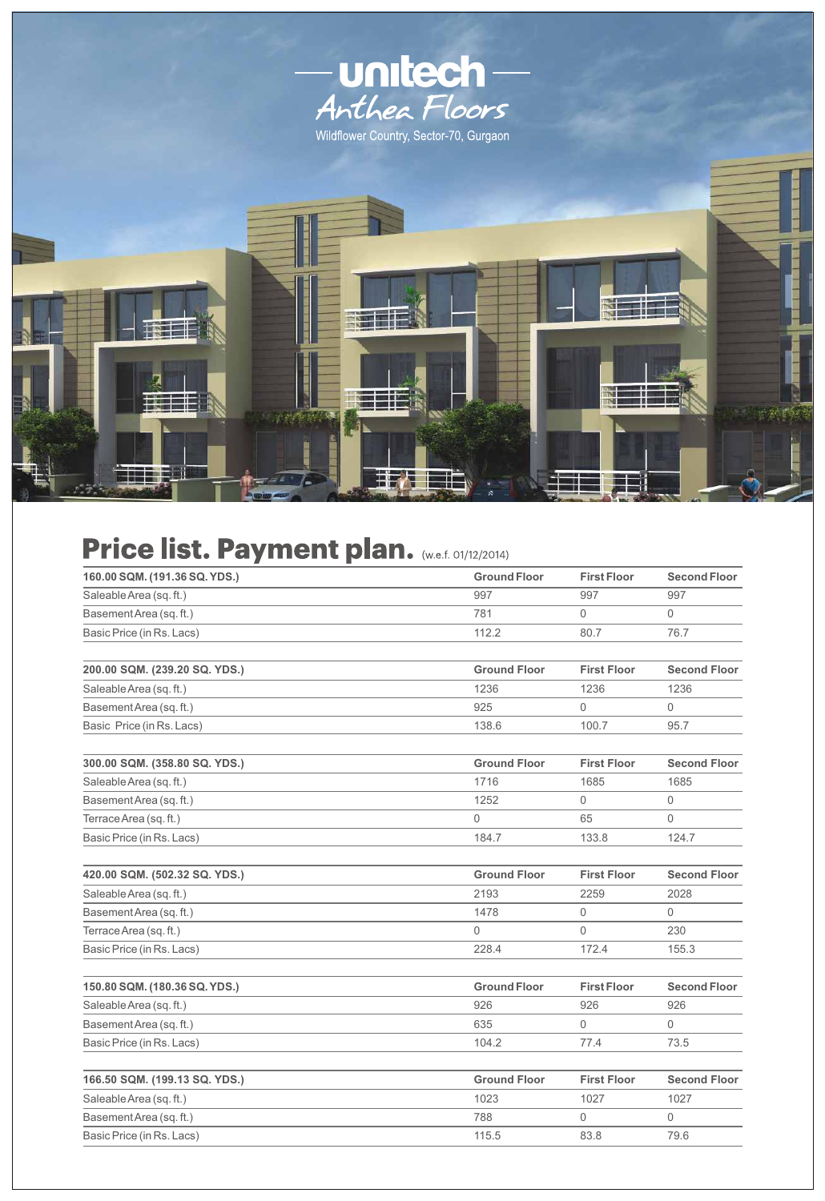# unitech

## Anthea Floors

Wildflower Country, Sector-70, Gurgaon

## Price list. Payment plan. (w.e.f. 01/12/2014)

| 160.00 SQM. (191.36 SQ. YDS.) | Ground Floor | First Floor | Second Floor |
|---|---|---|---|
| Saleable Area (sq. ft.) | 997 | 997 | 997 |
| Basement Area (sq. ft.) | 781 | 0 | 0 |
| Basic Price (in Rs. Lacs) | 112.2 | 80.7 | 76.7 |

| 200.00 SQM. (239.20 SQ. YDS.) | Ground Floor | First Floor | Second Floor |
|---|---|---|---|
| Saleable Area (sq. ft.) | 1236 | 1236 | 1236 |
| Basement Area (sq. ft.) | 925 | 0 | 0 |
| Basic Price (in Rs. Lacs) | 138.6 | 100.7 | 95.7 |

| 300.00 SQM. (358.80 SQ. YDS.) | Ground Floor | First Floor | Second Floor |
|---|---|---|---|
| Saleable Area (sq. ft.) | 1716 | 1685 | 1685 |
| Basement Area (sq. ft.) | 1252 | 0 | 0 |
| Terrace Area (sq. ft.) | 0 | 65 | 0 |
| Basic Price (in Rs. Lacs) | 184.7 | 133.8 | 124.7 |

| 420.00 SQM. (502.32 SQ. YDS.) | Ground Floor | First Floor | Second Floor |
|---|---|---|---|
| Saleable Area (sq. ft.) | 2193 | 2259 | 2028 |
| Basement Area (sq. ft.) | 1478 | 0 | 0 |
| Terrace Area (sq. ft.) | 0 | 0 | 230 |
| Basic Price (in Rs. Lacs) | 228.4 | 172.4 | 155.3 |

| 150.80 SQM. (180.36 SQ. YDS.) | Ground Floor | First Floor | Second Floor |
|---|---|---|---|
| Saleable Area (sq. ft.) | 926 | 926 | 926 |
| Basement Area (sq. ft.) | 635 | 0 | 0 |
| Basic Price (in Rs. Lacs) | 104.2 | 77.4 | 73.5 |

| 166.50 SQM. (199.13 SQ. YDS.) | Ground Floor | First Floor | Second Floor |
|---|---|---|---|
| Saleable Area (sq. ft.) | 1023 | 1027 | 1027 |
| Basement Area (sq. ft.) | 788 | 0 | 0 |
| Basic Price (in Rs. Lacs) | 115.5 | 83.8 | 79.6 |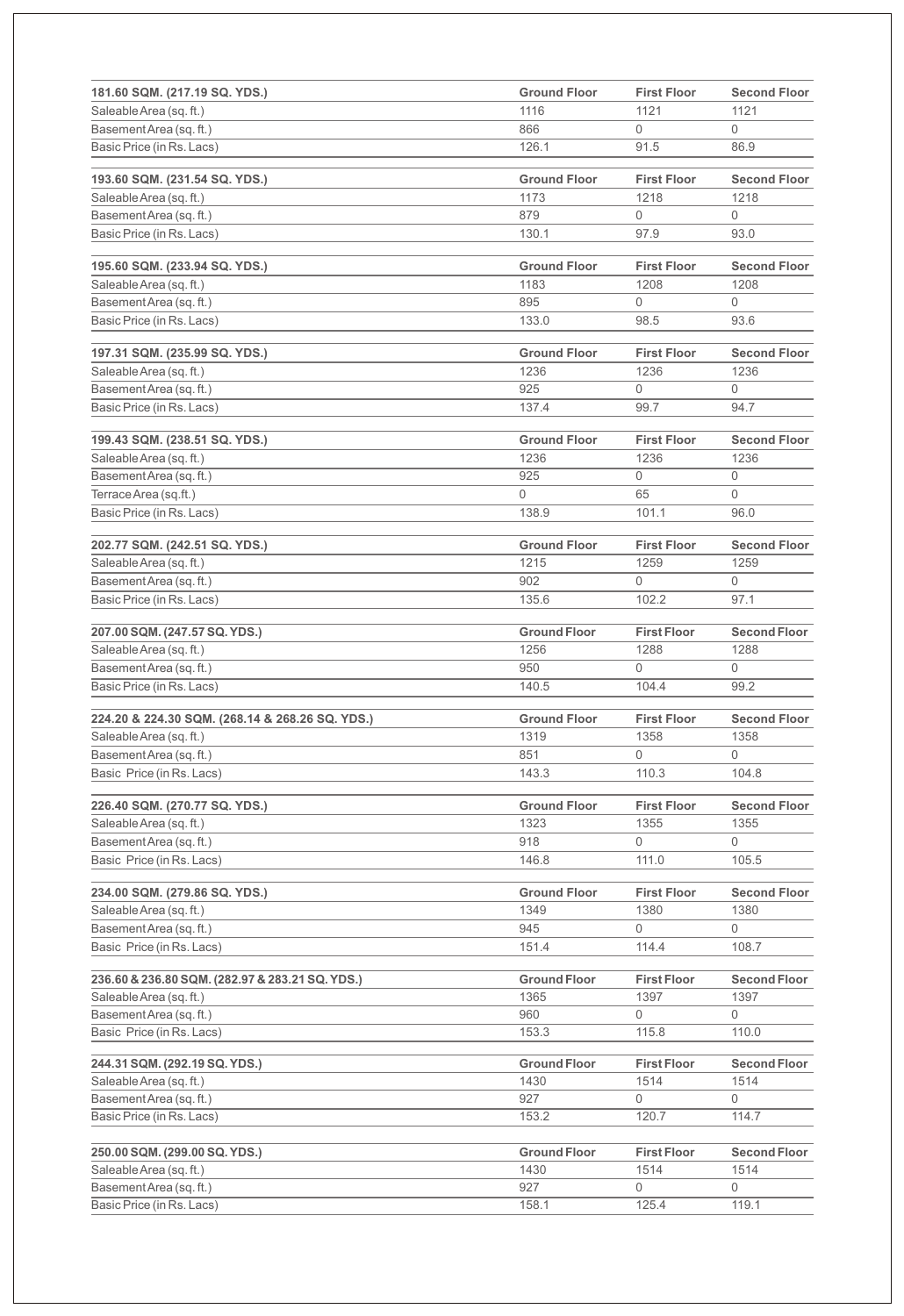| 181.60 SQM. (217.19 SQ. YDS.) | Ground Floor | First Floor | Second Floor |
|---|---|---|---|
| Saleable Area (sq. ft.) | 1116 | 1121 | 1121 |
| Basement Area (sq. ft.) | 866 | 0 | 0 |
| Basic Price (in Rs. Lacs) | 126.1 | 91.5 | 86.9 |

| 193.60 SQM. (231.54 SQ. YDS.) | Ground Floor | First Floor | Second Floor |
|---|---|---|---|
| Saleable Area (sq. ft.) | 1173 | 1218 | 1218 |
| Basement Area (sq. ft.) | 879 | 0 | 0 |
| Basic Price (in Rs. Lacs) | 130.1 | 97.9 | 93.0 |

| 195.60 SQM. (233.94 SQ. YDS.) | Ground Floor | First Floor | Second Floor |
|---|---|---|---|
| Saleable Area (sq. ft.) | 1183 | 1208 | 1208 |
| Basement Area (sq. ft.) | 895 | 0 | 0 |
| Basic Price (in Rs. Lacs) | 133.0 | 98.5 | 93.6 |

| 197.31 SQM. (235.99 SQ. YDS.) | Ground Floor | First Floor | Second Floor |
|---|---|---|---|
| Saleable Area (sq. ft.) | 1236 | 1236 | 1236 |
| Basement Area (sq. ft.) | 925 | 0 | 0 |
| Basic Price (in Rs. Lacs) | 137.4 | 99.7 | 94.7 |

| 199.43 SQM. (238.51 SQ. YDS.) | Ground Floor | First Floor | Second Floor |
|---|---|---|---|
| Saleable Area (sq. ft.) | 1236 | 1236 | 1236 |
| Basement Area (sq. ft.) | 925 | 0 | 0 |
| Terrace Area (sq.ft.) | 0 | 65 | 0 |
| Basic Price (in Rs. Lacs) | 138.9 | 101.1 | 96.0 |

| 202.77 SQM. (242.51 SQ. YDS.) | Ground Floor | First Floor | Second Floor |
|---|---|---|---|
| Saleable Area (sq. ft.) | 1215 | 1259 | 1259 |
| Basement Area (sq. ft.) | 902 | 0 | 0 |
| Basic Price (in Rs. Lacs) | 135.6 | 102.2 | 97.1 |

| 207.00 SQM. (247.57 SQ. YDS.) | Ground Floor | First Floor | Second Floor |
|---|---|---|---|
| Saleable Area (sq. ft.) | 1256 | 1288 | 1288 |
| Basement Area (sq. ft.) | 950 | 0 | 0 |
| Basic Price (in Rs. Lacs) | 140.5 | 104.4 | 99.2 |

| 224.20 & 224.30 SQM. (268.14 & 268.26 SQ. YDS.) | Ground Floor | First Floor | Second Floor |
|---|---|---|---|
| Saleable Area (sq. ft.) | 1319 | 1358 | 1358 |
| Basement Area (sq. ft.) | 851 | 0 | 0 |
| Basic Price (in Rs. Lacs) | 143.3 | 110.3 | 104.8 |

| 226.40 SQM. (270.77 SQ. YDS.) | Ground Floor | First Floor | Second Floor |
|---|---|---|---|
| Saleable Area (sq. ft.) | 1323 | 1355 | 1355 |
| Basement Area (sq. ft.) | 918 | 0 | 0 |
| Basic Price (in Rs. Lacs) | 146.8 | 111.0 | 105.5 |

| 234.00 SQM. (279.86 SQ. YDS.) | Ground Floor | First Floor | Second Floor |
|---|---|---|---|
| Saleable Area (sq. ft.) | 1349 | 1380 | 1380 |
| Basement Area (sq. ft.) | 945 | 0 | 0 |
| Basic Price (in Rs. Lacs) | 151.4 | 114.4 | 108.7 |

| 236.60 & 236.80 SQM. (282.97 & 283.21 SQ. YDS.) | Ground Floor | First Floor | Second Floor |
|---|---|---|---|
| Saleable Area (sq. ft.) | 1365 | 1397 | 1397 |
| Basement Area (sq. ft.) | 960 | 0 | 0 |
| Basic Price (in Rs. Lacs) | 153.3 | 115.8 | 110.0 |

| 244.31 SQM. (292.19 SQ. YDS.) | Ground Floor | First Floor | Second Floor |
|---|---|---|---|
| Saleable Area (sq. ft.) | 1430 | 1514 | 1514 |
| Basement Area (sq. ft.) | 927 | 0 | 0 |
| Basic Price (in Rs. Lacs) | 153.2 | 120.7 | 114.7 |

| 250.00 SQM. (299.00 SQ. YDS.) | Ground Floor | First Floor | Second Floor |
|---|---|---|---|
| Saleable Area (sq. ft.) | 1430 | 1514 | 1514 |
| Basement Area (sq. ft.) | 927 | 0 | 0 |
| Basic Price (in Rs. Lacs) | 158.1 | 125.4 | 119.1 |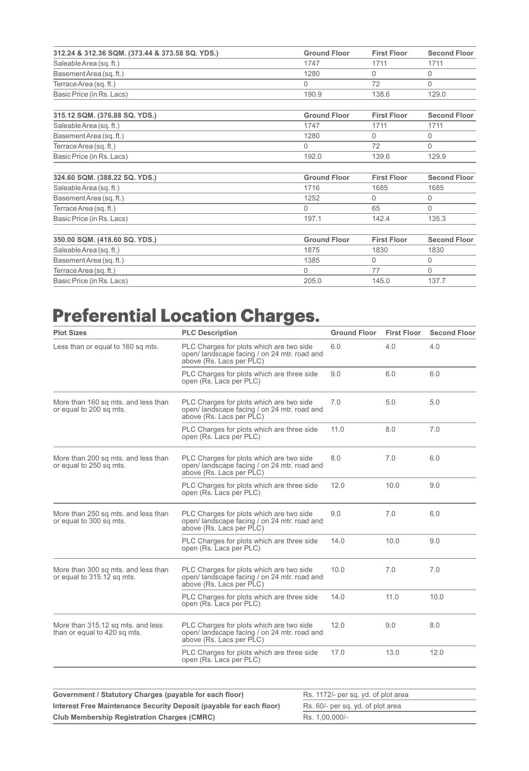| 312.24 & 312.36 SQM. (373.44 & 373.58 SQ. YDS.) | Ground Floor | First Floor | Second Floor |
|---|---|---|---|
| Saleable Area (sq. ft.) | 1747 | 1711 | 1711 |
| Basement Area (sq. ft.) | 1280 | 0 | 0 |
| Terrace Area (sq. ft.) | 0 | 72 | 0 |
| Basic Price (in Rs. Lacs) | 190.9 | 138.6 | 129.0 |

| 315.12 SQM. (376.88 SQ. YDS.) | Ground Floor | First Floor | Second Floor |
|---|---|---|---|
| Saleable Area (sq. ft.) | 1747 | 1711 | 1711 |
| Basement Area (sq. ft.) | 1280 | 0 | 0 |
| Terrace Area (sq. ft.) | 0 | 72 | 0 |
| Basic Price (in Rs. Lacs) | 192.0 | 139.6 | 129.9 |

| 324.60 SQM. (388.22 SQ. YDS.) | Ground Floor | First Floor | Second Floor |
|---|---|---|---|
| Saleable Area (sq. ft.) | 1716 | 1685 | 1685 |
| Basement Area (sq. ft.) | 1252 | 0 | 0 |
| Terrace Area (sq. ft.) | 0 | 65 | 0 |
| Basic Price (in Rs. Lacs) | 197.1 | 142.4 | 135.3 |

| 350.00 SQM. (418.60 SQ. YDS.) | Ground Floor | First Floor | Second Floor |
|---|---|---|---|
| Saleable Area (sq. ft.) | 1875 | 1830 | 1830 |
| Basement Area (sq. ft.) | 1385 | 0 | 0 |
| Terrace Area (sq. ft.) | 0 | 77 | 0 |
| Basic Price (in Rs. Lacs) | 205.0 | 145.0 | 137.7 |

# Preferential Location Charges.

| Plot Sizes | PLC Description | Ground Floor | First Floor | Second Floor |
|---|---|---|---|---|
| Less than or equal to 160 sq mts. | PLC Charges for plots which are two side open/ landscape facing / on 24 mtr. road and above (Rs. Lacs per PLC) | 6.0 | 4.0 | 4.0 |
| | PLC Charges for plots which are three side open (Rs. Lacs per PLC) | 9.0 | 6.0 | 6.0 |
| More than 160 sq mts. and less than or equal to 200 sq mts. | PLC Charges for plots which are two side open/ landscape facing / on 24 mtr. road and above (Rs. Lacs per PLC) | 7.0 | 5.0 | 5.0 |
| | PLC Charges for plots which are three side open (Rs. Lacs per PLC) | 11.0 | 8.0 | 7.0 |
| More than 200 sq mts. and less than or equal to 250 sq mts. | PLC Charges for plots which are two side open/ landscape facing / on 24 mtr. road and above (Rs. Lacs per PLC) | 8.0 | 7.0 | 6.0 |
| | PLC Charges for plots which are three side open (Rs. Lacs per PLC) | 12.0 | 10.0 | 9.0 |
| More than 250 sq mts. and less than or equal to 300 sq mts. | PLC Charges for plots which are two side open/ landscape facing / on 24 mtr. road and above (Rs. Lacs per PLC) | 9.0 | 7.0 | 6.0 |
| | PLC Charges for plots which are three side open (Rs. Lacs per PLC) | 14.0 | 10.0 | 9.0 |
| More than 300 sq mts. and less than or equal to 315.12 sq mts. | PLC Charges for plots which are two side open/ landscape facing / on 24 mtr. road and above (Rs. Lacs per PLC) | 10.0 | 7.0 | 7.0 |
| | PLC Charges for plots which are three side open (Rs. Lacs per PLC) | 14.0 | 11.0 | 10.0 |
| More than 315.12 sq mts. and less than or equal to 420 sq mts. | PLC Charges for plots which are two side open/ landscape facing / on 24 mtr. road and above (Rs. Lacs per PLC) | 12.0 | 9.0 | 8.0 |
| | PLC Charges for plots which are three side open (Rs. Lacs per PLC) | 17.0 | 13.0 | 12.0 |

| | |
|---|---|
| **Government / Statutory Charges (payable for each floor)** | Rs. 1172/- per sq. yd. of plot area |
| **Interest Free Maintenance Security Deposit (payable for each floor)** | Rs. 60/- per sq. yd. of plot area |
| **Club Membership Registration Charges (CMRC)** | Rs. 1,00,000/- |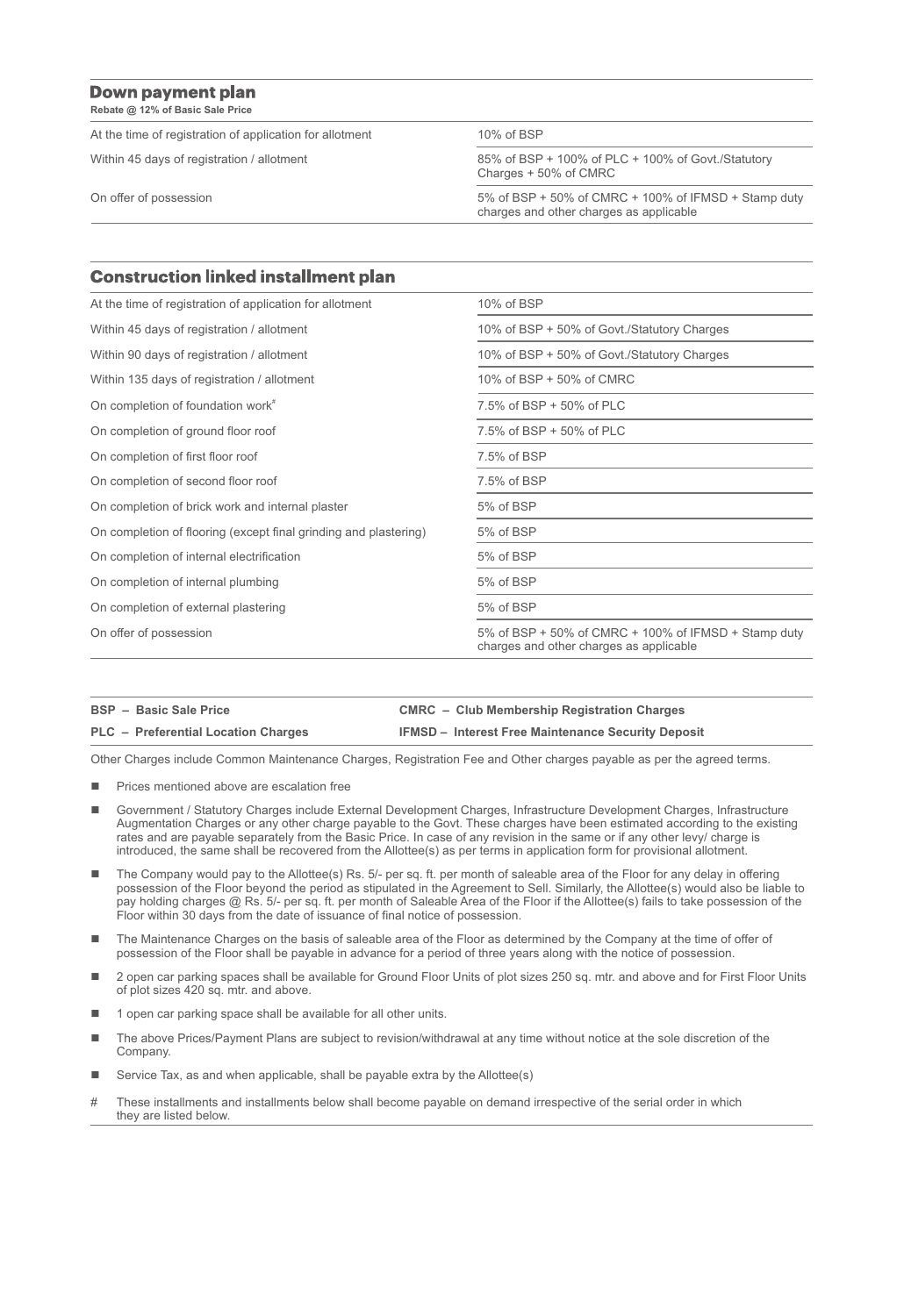## Down payment plan

**Rebate @ 12% of Basic Sale Price**

| | |
|---|---|
| At the time of registration of application for allotment | 10% of BSP |
| Within 45 days of registration / allotment | 85% of BSP + 100% of PLC + 100% of Govt./Statutory Charges + 50% of CMRC |
| On offer of possession | 5% of BSP + 50% of CMRC + 100% of IFMSD + Stamp duty charges and other charges as applicable |

## Construction linked installment plan

| | |
|---|---|
| At the time of registration of application for allotment | 10% of BSP |
| Within 45 days of registration / allotment | 10% of BSP + 50% of Govt./Statutory Charges |
| Within 90 days of registration / allotment | 10% of BSP + 50% of Govt./Statutory Charges |
| Within 135 days of registration / allotment | 10% of BSP + 50% of CMRC |
| On completion of foundation work# | 7.5% of BSP + 50% of PLC |
| On completion of ground floor roof | 7.5% of BSP + 50% of PLC |
| On completion of first floor roof | 7.5% of BSP |
| On completion of second floor roof | 7.5% of BSP |
| On completion of brick work and internal plaster | 5% of BSP |
| On completion of flooring (except final grinding and plastering) | 5% of BSP |
| On completion of internal electrification | 5% of BSP |
| On completion of internal plumbing | 5% of BSP |
| On completion of external plastering | 5% of BSP |
| On offer of possession | 5% of BSP + 50% of CMRC + 100% of IFMSD + Stamp duty charges and other charges as applicable |

| | |
|---|---|
| **BSP – Basic Sale Price** | **CMRC – Club Membership Registration Charges** |
| **PLC – Preferential Location Charges** | **IFMSD – Interest Free Maintenance Security Deposit** |

Other Charges include Common Maintenance Charges, Registration Fee and Other charges payable as per the agreed terms.

- Prices mentioned above are escalation free
- Government / Statutory Charges include External Development Charges, Infrastructure Development Charges, Infrastructure Augmentation Charges or any other charge payable to the Govt. These charges have been estimated according to the existing rates and are payable separately from the Basic Price. In case of any revision in the same or if any other levy/ charge is introduced, the same shall be recovered from the Allottee(s) as per terms in application form for provisional allotment.
- The Company would pay to the Allottee(s) Rs. 5/- per sq. ft. per month of saleable area of the Floor for any delay in offering possession of the Floor beyond the period as stipulated in the Agreement to Sell. Similarly, the Allottee(s) would also be liable to pay holding charges @ Rs. 5/- per sq. ft. per month of Saleable Area of the Floor if the Allottee(s) fails to take possession of the Floor within 30 days from the date of issuance of final notice of possession.
- The Maintenance Charges on the basis of saleable area of the Floor as determined by the Company at the time of offer of possession of the Floor shall be payable in advance for a period of three years along with the notice of possession.
- 2 open car parking spaces shall be available for Ground Floor Units of plot sizes 250 sq. mtr. and above and for First Floor Units of plot sizes 420 sq. mtr. and above.
- 1 open car parking space shall be available for all other units.
- The above Prices/Payment Plans are subject to revision/withdrawal at any time without notice at the sole discretion of the Company.
- Service Tax, as and when applicable, shall be payable extra by the Allottee(s)

# These installments and installments below shall become payable on demand irrespective of the serial order in which they are listed below.